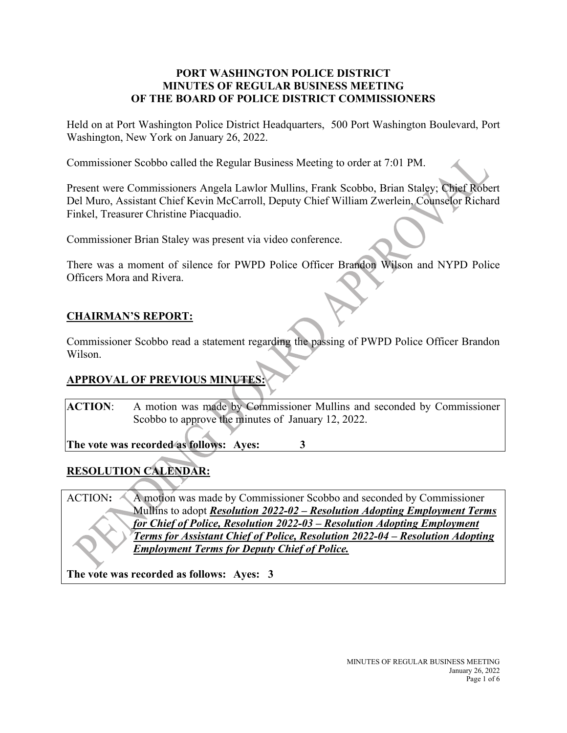# PORT WASHINGTON POLICE DISTRICT
## MINUTES OF REGULAR BUSINESS MEETING
## OF THE BOARD OF POLICE DISTRICT COMMISSIONERS

Held on at Port Washington Police District Headquarters, 500 Port Washington Boulevard, Port Washington, New York on January 26, 2022.

Commissioner Scobbo called the Regular Business Meeting to order at 7:01 PM.

Present were Commissioners Angela Lawlor Mullins, Frank Scobbo, Brian Staley; Chief Robert Del Muro, Assistant Chief Kevin McCarroll, Deputy Chief William Zwerlein, Counselor Richard Finkel, Treasurer Christine Piacquadio.

Commissioner Brian Staley was present via video conference.

There was a moment of silence for PWPD Police Officer Brandon Wilson and NYPD Police Officers Mora and Rivera.

## CHAIRMAN'S REPORT:

Commissioner Scobbo read a statement regarding the passing of PWPD Police Officer Brandon Wilson.

## APPROVAL OF PREVIOUS MINUTES:

**ACTION**: A motion was made by Commissioner Mullins and seconded by Commissioner Scobbo to approve the minutes of January 12, 2022.

**The vote was recorded as follows: Ayes: 3**

## RESOLUTION CALENDAR:

ACTION**:** A motion was made by Commissioner Scobbo and seconded by Commissioner Mullins to adopt ***Resolution 2022-02 – Resolution Adopting Employment Terms for Chief of Police, Resolution 2022-03 – Resolution Adopting Employment Terms for Assistant Chief of Police, Resolution 2022-04 – Resolution Adopting Employment Terms for Deputy Chief of Police.***

**The vote was recorded as follows: Ayes: 3**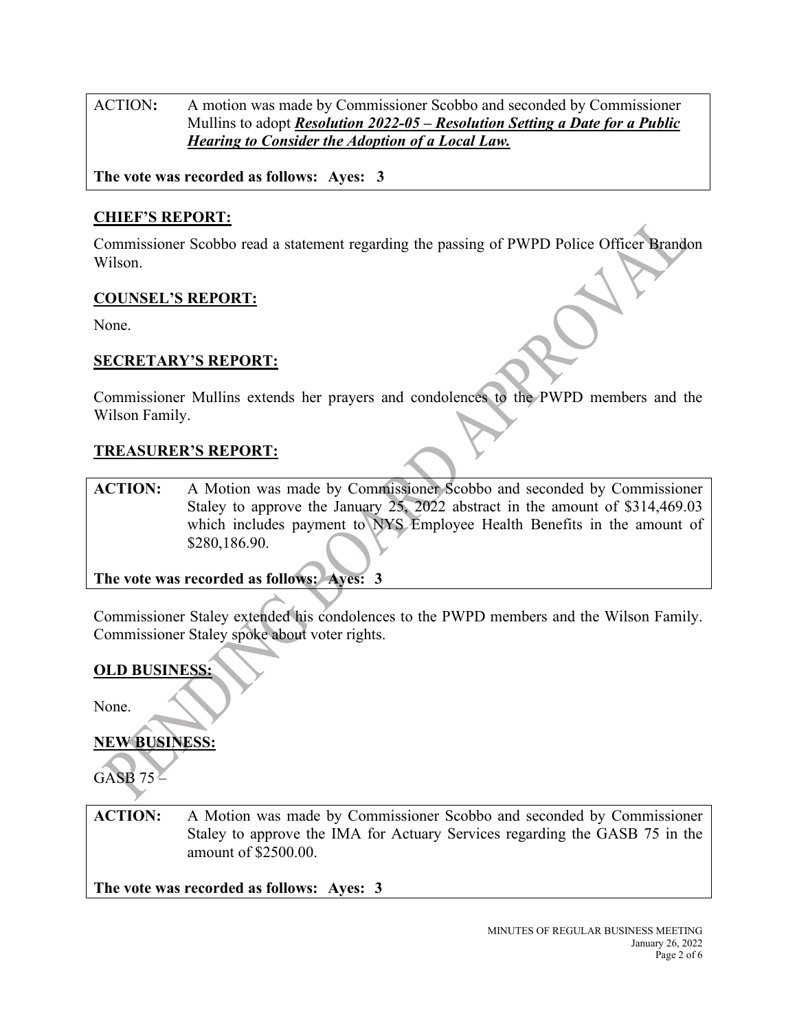ACTION**:** A motion was made by Commissioner Scobbo and seconded by Commissioner Mullins to adopt ***Resolution 2022-05 – Resolution Setting a Date for a Public Hearing to Consider the Adoption of a Local Law.***

**The vote was recorded as follows: Ayes: 3**

## CHIEF'S REPORT:

Commissioner Scobbo read a statement regarding the passing of PWPD Police Officer Brandon Wilson.

## COUNSEL'S REPORT:

None.

## SECRETARY'S REPORT:

Commissioner Mullins extends her prayers and condolences to the PWPD members and the Wilson Family.

## TREASURER'S REPORT:

**ACTION:** A Motion was made by Commissioner Scobbo and seconded by Commissioner Staley to approve the January 25, 2022 abstract in the amount of $314,469.03 which includes payment to NYS Employee Health Benefits in the amount of $280,186.90.

**The vote was recorded as follows: Ayes: 3**

Commissioner Staley extended his condolences to the PWPD members and the Wilson Family. Commissioner Staley spoke about voter rights.

## OLD BUSINESS:

None.

## NEW BUSINESS:

GASB 75 –

**ACTION:** A Motion was made by Commissioner Scobbo and seconded by Commissioner Staley to approve the IMA for Actuary Services regarding the GASB 75 in the amount of $2500.00.

**The vote was recorded as follows: Ayes: 3**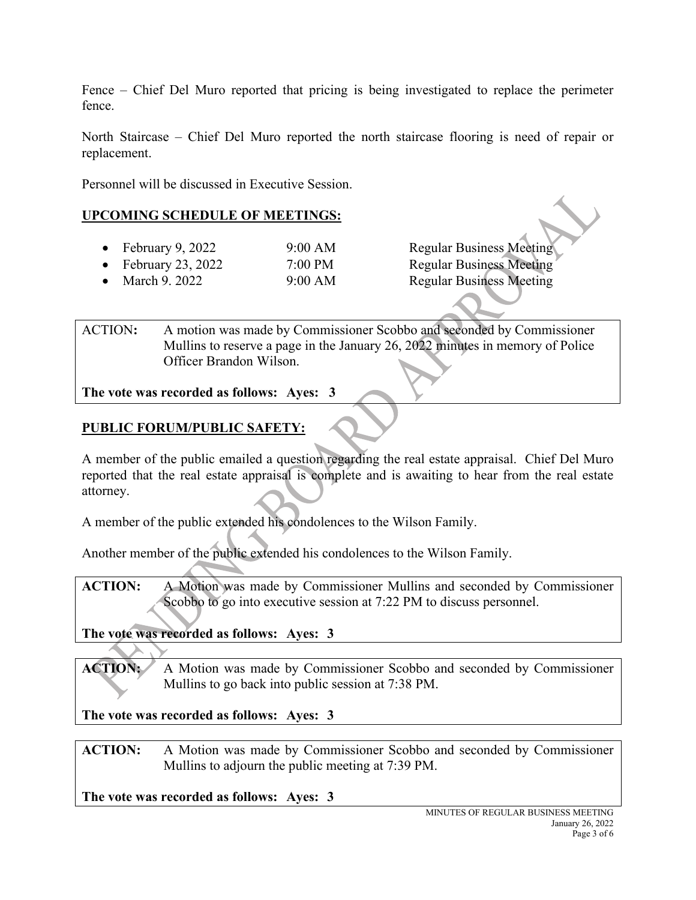Fence – Chief Del Muro reported that pricing is being investigated to replace the perimeter fence.

North Staircase – Chief Del Muro reported the north staircase flooring is need of repair or replacement.

Personnel will be discussed in Executive Session.

## UPCOMING SCHEDULE OF MEETINGS:

- February 9, 2022 — 9:00 AM — Regular Business Meeting
- February 23, 2022 — 7:00 PM — Regular Business Meeting
- March 9. 2022 — 9:00 AM — Regular Business Meeting

ACTION**:** A motion was made by Commissioner Scobbo and seconded by Commissioner Mullins to reserve a page in the January 26, 2022 minutes in memory of Police Officer Brandon Wilson.

**The vote was recorded as follows: Ayes: 3**

## PUBLIC FORUM/PUBLIC SAFETY:

A member of the public emailed a question regarding the real estate appraisal. Chief Del Muro reported that the real estate appraisal is complete and is awaiting to hear from the real estate attorney.

A member of the public extended his condolences to the Wilson Family.

Another member of the public extended his condolences to the Wilson Family.

**ACTION:** A Motion was made by Commissioner Mullins and seconded by Commissioner Scobbo to go into executive session at 7:22 PM to discuss personnel.

**The vote was recorded as follows: Ayes: 3**

**ACTION:** A Motion was made by Commissioner Scobbo and seconded by Commissioner Mullins to go back into public session at 7:38 PM.

**The vote was recorded as follows: Ayes: 3**

**ACTION:** A Motion was made by Commissioner Scobbo and seconded by Commissioner Mullins to adjourn the public meeting at 7:39 PM.

**The vote was recorded as follows: Ayes: 3**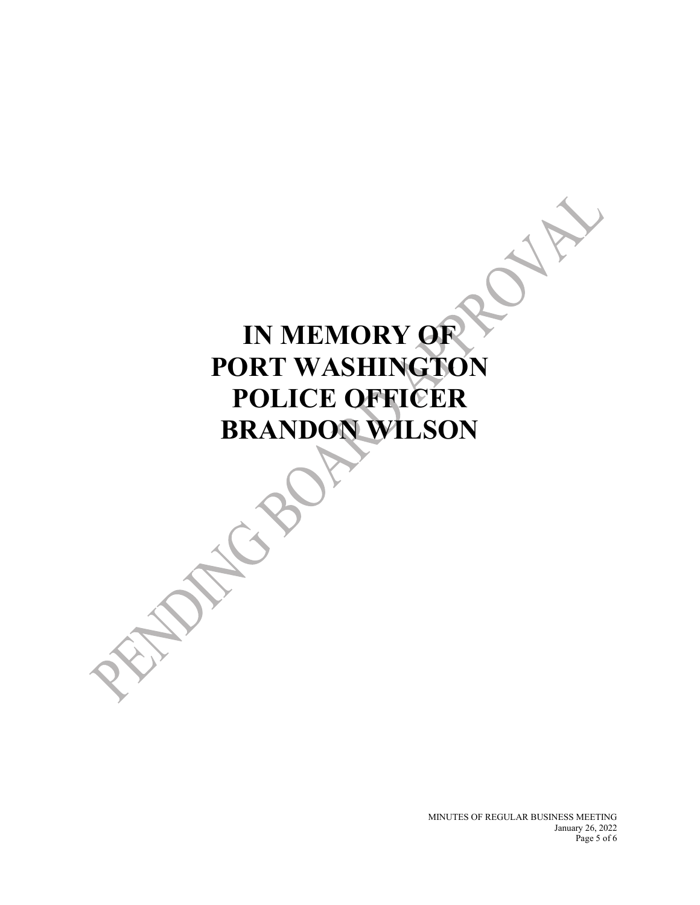# IN MEMORY OF PORT WASHINGTON POLICE OFFICER BRANDON WILSON

PENDING BOARD APPROVAL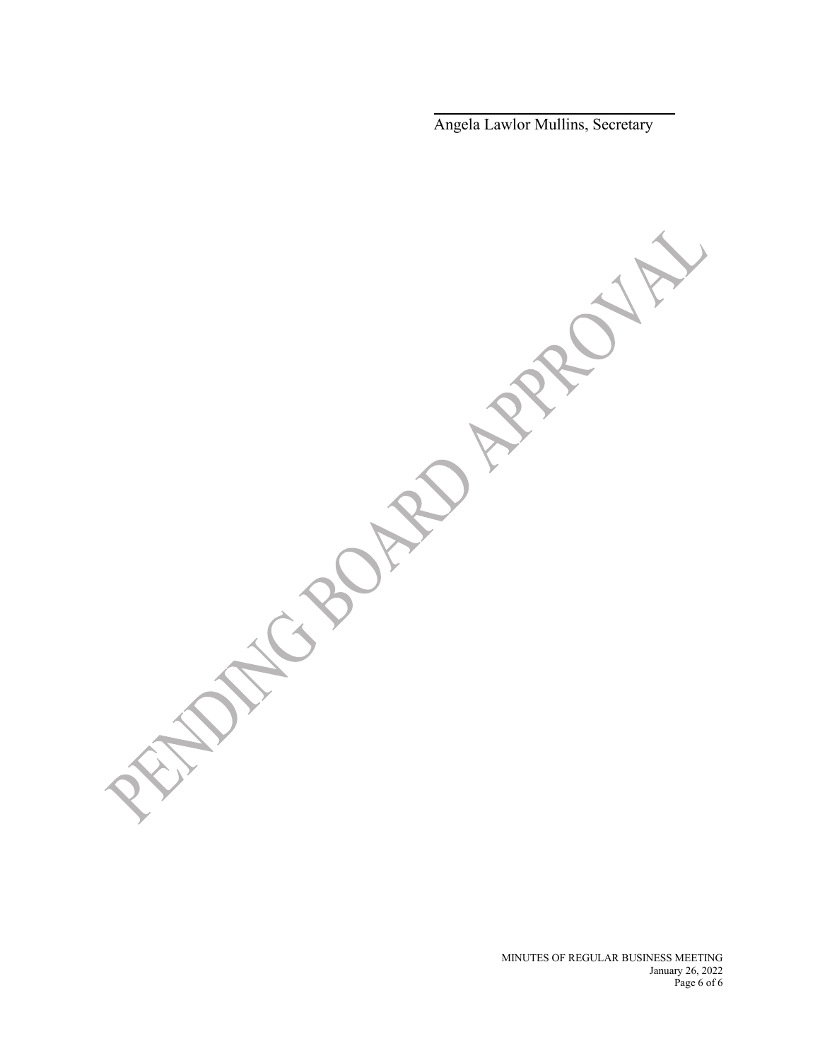Angela Lawlor Mullins, Secretary

PENDING BOARD APPROVAL